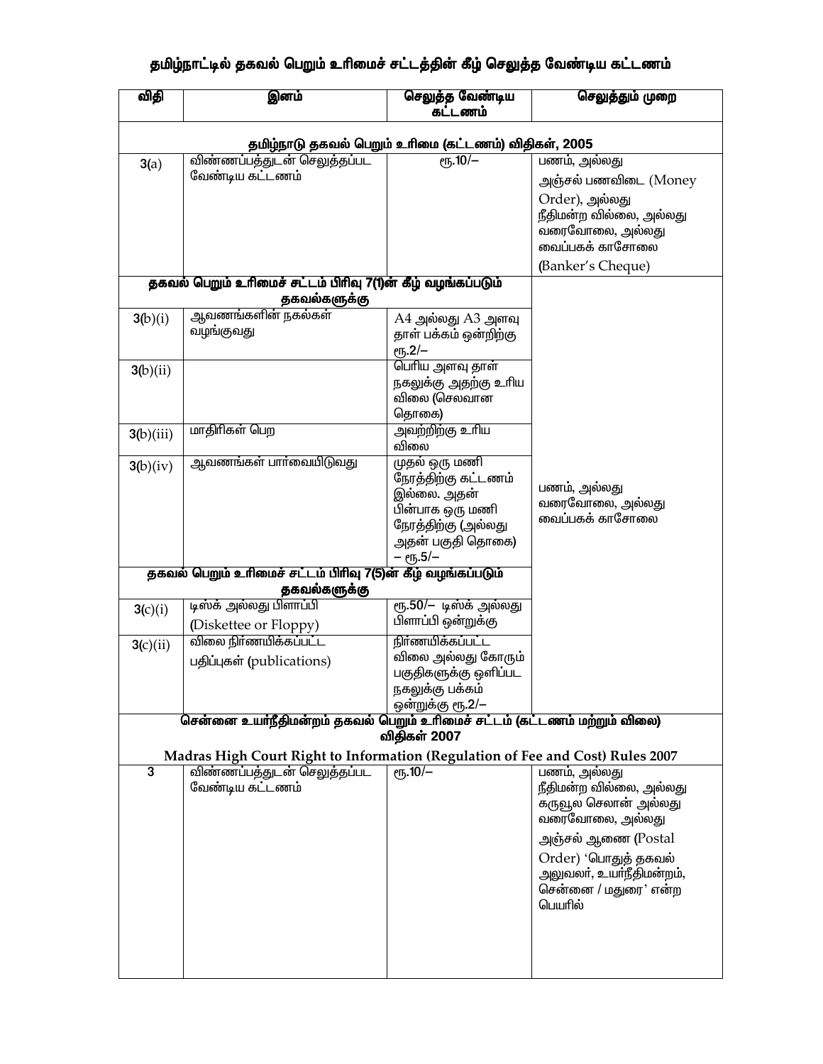# தமிழ்நாட்டில் தகவல் பெறும் உரிமைச் சட்டத்தின் கீழ் செலுத்த வேண்டிய கட்டணம்

| விதி | இனம் | செலுத்த வேண்டிய கட்டணம் | செலுத்தும் முறை |
|---|---|---|---|
| **தமிழ்நாடு தகவல் பெறும் உரிமை (கட்டணம்) விதிகள், 2005** | | | |
| 3(a) | விண்ணப்பத்துடன் செலுத்தப்பட வேண்டிய கட்டணம் | ரூ.10/– | பணம், அல்லது அஞ்சல் பணவிடை (Money Order), அல்லது நீதிமன்ற வில்லை, அல்லது வரைவோலை, அல்லது வைப்பகக் காசோலை (Banker's Cheque) |
| **தகவல் பெறும் உரிமைச் சட்டம் பிரிவு 7(1)ன் கீழ் வழங்கப்படும் தகவல்களுக்கு** | | | பணம், அல்லது வரைவோலை, அல்லது வைப்பகக் காசோலை |
| 3(b)(i) | ஆவணங்களின் நகல்கள் வழங்குவது | A4 அல்லது A3 அளவு தாள் பக்கம் ஒன்றிற்கு ரூ.2/– | |
| 3(b)(ii) | | பெரிய அளவு தாள் நகலுக்கு அதற்கு உரிய விலை (செலவான தொகை) | |
| 3(b)(iii) | மாதிரிகள் பெற | அவற்றிற்கு உரிய விலை | |
| 3(b)(iv) | ஆவணங்கள் பார்வையிடுவது | முதல் ஒரு மணி நேரத்திற்கு கட்டணம் இல்லை. அதன் பின்பாக ஒரு மணி நேரத்திற்கு (அல்லது அதன் பகுதி தொகை) – ரூ.5/– | |
| **தகவல் பெறும் உரிமைச் சட்டம் பிரிவு 7(5)ன் கீழ் வழங்கப்படும் தகவல்களுக்கு** | | | |
| 3(c)(i) | டிஸ்க் அல்லது பிளாப்பி (Diskettee or Floppy) | ரூ.50/– டிஸ்க் அல்லது பிளாப்பி ஒன்றுக்கு | |
| 3(c)(ii) | விலை நிர்ணயிக்கப்பட்ட பதிப்புகள் (publications) | நிர்ணயிக்கப்பட்ட விலை அல்லது கோரும் பகுதிகளுக்கு ஒளிப்பட நகலுக்கு பக்கம் ஒன்றுக்கு ரூ.2/– | |
| **சென்னை உயர்நீதிமன்றம் தகவல் பெறும் உரிமைச் சட்டம் (கட்டணம் மற்றும் விலை) விதிகள் 2007 Madras High Court Right to Information (Regulation of Fee and Cost) Rules 2007** | | | |
| 3 | விண்ணப்பத்துடன் செலுத்தப்பட வேண்டிய கட்டணம் | ரூ.10/– | பணம், அல்லது நீதிமன்ற வில்லை, அல்லது கருவூல செலான் அல்லது வரைவோலை, அல்லது அஞ்சல் ஆணை (Postal Order) 'பொதுத் தகவல் அலுவலர், உயர்நீதிமன்றம், சென்னை / மதுரை' என்ற பெயரில் |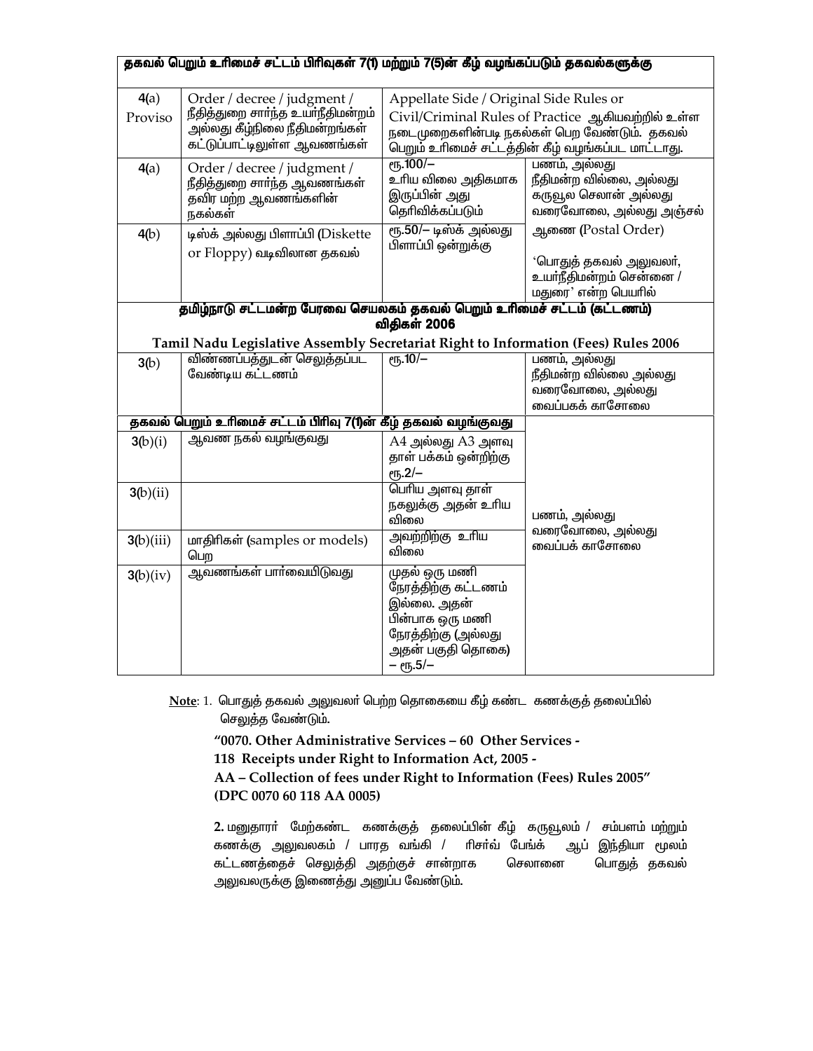| | | | |
|---|---|---|---|
| தகவல் பெறும் உரிமைச் சட்டம் பிரிவுகள் 7(1) மற்றும் 7(5)ன் கீழ் வழங்கப்படும் தகவல்களுக்கு | | | |
| 4(a) Proviso | Order / decree / judgment / நீதித்துறை சார்ந்த உயர்நீதிமன்றம் அல்லது கீழ்நிலை நீதிமன்றங்கள் கட்டுப்பாட்டிலுள்ள ஆவணங்கள் | Appellate Side / Original Side Rules or Civil/Criminal Rules of Practice ஆகியவற்றில் உள்ள நடைமுறைகளின்படி நகல்கள் பெற வேண்டும். தகவல் பெறும் உரிமைச் சட்டத்தின் கீழ் வழங்கப்பட மாட்டாது. | |
| 4(a) | Order / decree / judgment / நீதித்துறை சார்ந்த ஆவணங்கள் தவிர மற்ற ஆவணங்களின் நகல்கள் | ரூ.100/– உரிய விலை அதிகமாக இருப்பின் அது தெரிவிக்கப்படும் | பணம், அல்லது நீதிமன்ற வில்லை, அல்லது கருவூல செலான் அல்லது வரைவோலை, அல்லது அஞ்சல் ஆணை (Postal Order) 'பொதுத் தகவல் அலுவலர், உயர்நீதிமன்றம் சென்னை / மதுரை' என்ற பெயரில் |
| 4(b) | டிஸ்க் அல்லது பிளாப்பி (Diskette or Floppy) வடிவிலான தகவல் | ரூ.50/– டிஸ்க் அல்லது பிளாப்பி ஒன்றுக்கு | |
| தமிழ்நாடு சட்டமன்ற பேரவை செயலகம் தகவல் பெறும் உரிமைச் சட்டம் (கட்டணம்) விதிகள் 2006 Tamil Nadu Legislative Assembly Secretariat Right to Information (Fees) Rules 2006 | | | |
| 3(b) | விண்ணப்பத்துடன் செலுத்தப்பட வேண்டிய கட்டணம் | ரூ.10/– | பணம், அல்லது நீதிமன்ற வில்லை அல்லது வரைவோலை, அல்லது வைப்பகக் காசோலை |
| தகவல் பெறும் உரிமைச் சட்டம் பிரிவு 7(1)ன் கீழ் தகவல் வழங்குவது | | | |
| 3(b)(i) | ஆவண நகல் வழங்குவது | A4 அல்லது A3 அளவு தாள் பக்கம் ஒன்றிற்கு ரூ.2/– | பணம், அல்லது வரைவோலை, அல்லது வைப்பக் காசோலை |
| 3(b)(ii) | | பெரிய அளவு தாள் நகலுக்கு அதன் உரிய விலை | |
| 3(b)(iii) | மாதிரிகள் (samples or models) பெற | அவற்றிற்கு உரிய விலை | |
| 3(b)(iv) | ஆவணங்கள் பார்வையிடுவது | முதல் ஒரு மணி நேரத்திற்கு கட்டணம் இல்லை. அதன் பின்பாக ஒரு மணி நேரத்திற்கு (அல்லது அதன் பகுதி தொகை) – ரூ.5/– | |

<u>Note</u>: 1. பொதுத் தகவல் அலுவலர் பெற்ற தொகையை கீழ் கண்ட கணக்குத் தலைப்பில் செலுத்த வேண்டும்.

**"0070. Other Administrative Services – 60 Other Services -**
**118 Receipts under Right to Information Act, 2005 -**
**AA – Collection of fees under Right to Information (Fees) Rules 2005"**
**(DPC 0070 60 118 AA 0005)**

**2.** மனுதாரர் மேற்கண்ட கணக்குத் தலைப்பின் கீழ் கருவூலம் / சம்பளம் மற்றும் கணக்கு அலுவலகம் / பாரத வங்கி / ரிசர்வ் பேங்க் ஆப் இந்தியா மூலம் கட்டணத்தைச் செலுத்தி அதற்குச் சான்றாக செலானை பொதுத் தகவல் அலுவலருக்கு இணைத்து அனுப்ப வேண்டும்.